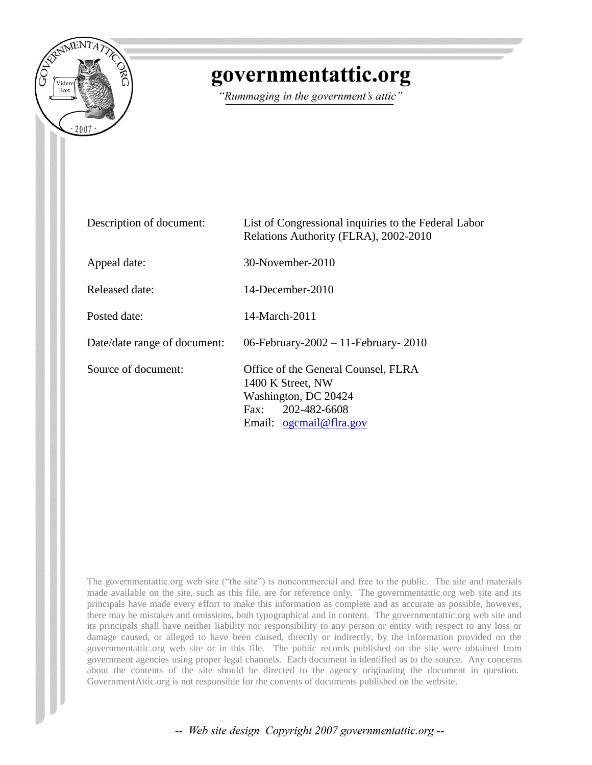# governmentattic.org

*"Rummaging in the government's attic"*

| | |
|---|---|
| Description of document: | List of Congressional inquiries to the Federal Labor Relations Authority (FLRA), 2002-2010 |
| Appeal date: | 30-November-2010 |
| Released date: | 14-December-2010 |
| Posted date: | 14-March-2011 |
| Date/date range of document: | 06-February-2002 – 11-February- 2010 |
| Source of document: | Office of the General Counsel, FLRA<br>1400 K Street, NW<br>Washington, DC 20424<br>Fax: 202-482-6608<br>Email: ogcmail@flra.gov |

The governmentattic.org web site ("the site") is noncommercial and free to the public. The site and materials made available on the site, such as this file, are for reference only. The governmentattic.org web site and its principals have made every effort to make this information as complete and as accurate as possible, however, there may be mistakes and omissions, both typographical and in content. The governmentattic.org web site and its principals shall have neither liability nor responsibility to any person or entity with respect to any loss or damage caused, or alleged to have been caused, directly or indirectly, by the information provided on the governmentattic.org web site or in this file. The public records published on the site were obtained from government agencies using proper legal channels. Each document is identified as to the source. Any concerns about the contents of the site should be directed to the agency originating the document in question. GovernmentAttic.org is not responsible for the contents of documents published on the website.

*-- Web site design Copyright 2007 governmentattic.org --*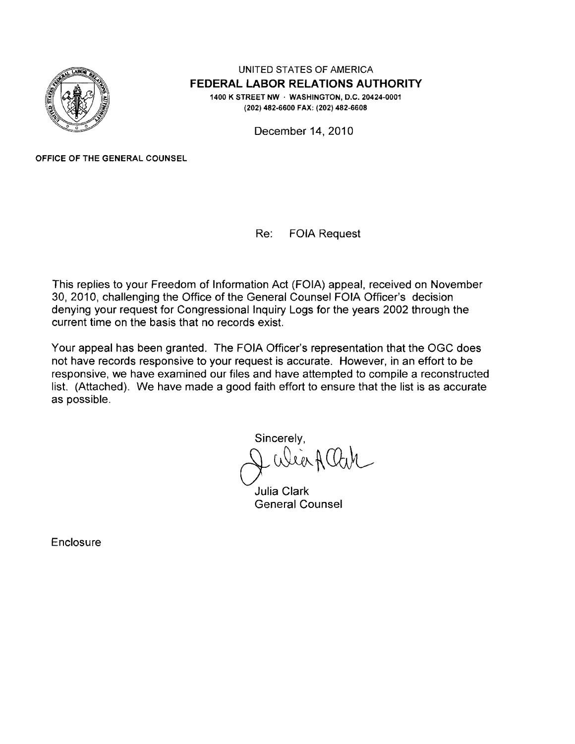UNITED STATES OF AMERICA

**FEDERAL LABOR RELATIONS AUTHORITY**

**1400 K STREET NW · WASHINGTON, D.C. 20424-0001**
**(202) 482-6600 FAX: (202) 482-6608**

December 14, 2010

**OFFICE OF THE GENERAL COUNSEL**

Re: FOIA Request

This replies to your Freedom of Information Act (FOIA) appeal, received on November 30, 2010, challenging the Office of the General Counsel FOIA Officer's decision denying your request for Congressional Inquiry Logs for the years 2002 through the current time on the basis that no records exist.

Your appeal has been granted. The FOIA Officer's representation that the OGC does not have records responsive to your request is accurate. However, in an effort to be responsive, we have examined our files and have attempted to compile a reconstructed list. (Attached). We have made a good faith effort to ensure that the list is as accurate as possible.

Sincerely,

Julia Clark
General Counsel

Enclosure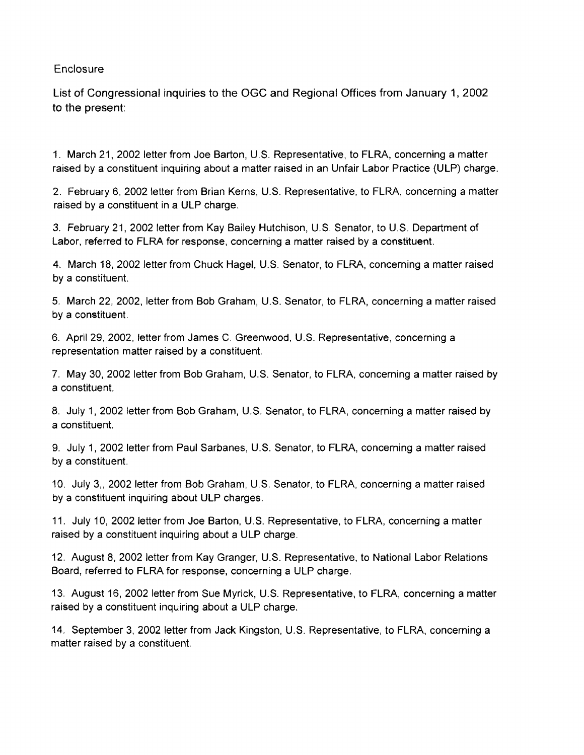Enclosure

List of Congressional inquiries to the OGC and Regional Offices from January 1, 2002 to the present:

1. March 21, 2002 letter from Joe Barton, U.S. Representative, to FLRA, concerning a matter raised by a constituent inquiring about a matter raised in an Unfair Labor Practice (ULP) charge.

2. February 6, 2002 letter from Brian Kerns, U.S. Representative, to FLRA, concerning a matter raised by a constituent in a ULP charge.

3. February 21, 2002 letter from Kay Bailey Hutchison, U.S. Senator, to U.S. Department of Labor, referred to FLRA for response, concerning a matter raised by a constituent.

4. March 18, 2002 letter from Chuck Hagel, U.S. Senator, to FLRA, concerning a matter raised by a constituent.

5. March 22, 2002, letter from Bob Graham, U.S. Senator, to FLRA, concerning a matter raised by a constituent.

6. April 29, 2002, letter from James C. Greenwood, U.S. Representative, concerning a representation matter raised by a constituent.

7. May 30, 2002 letter from Bob Graham, U.S. Senator, to FLRA, concerning a matter raised by a constituent.

8. July 1, 2002 letter from Bob Graham, U.S. Senator, to FLRA, concerning a matter raised by a constituent.

9. July 1, 2002 letter from Paul Sarbanes, U.S. Senator, to FLRA, concerning a matter raised by a constituent.

10. July 3,, 2002 letter from Bob Graham, U.S. Senator, to FLRA, concerning a matter raised by a constituent inquiring about ULP charges.

11. July 10, 2002 letter from Joe Barton, U.S. Representative, to FLRA, concerning a matter raised by a constituent inquiring about a ULP charge.

12. August 8, 2002 letter from Kay Granger, U.S. Representative, to National Labor Relations Board, referred to FLRA for response, concerning a ULP charge.

13. August 16, 2002 letter from Sue Myrick, U.S. Representative, to FLRA, concerning a matter raised by a constituent inquiring about a ULP charge.

14. September 3, 2002 letter from Jack Kingston, U.S. Representative, to FLRA, concerning a matter raised by a constituent.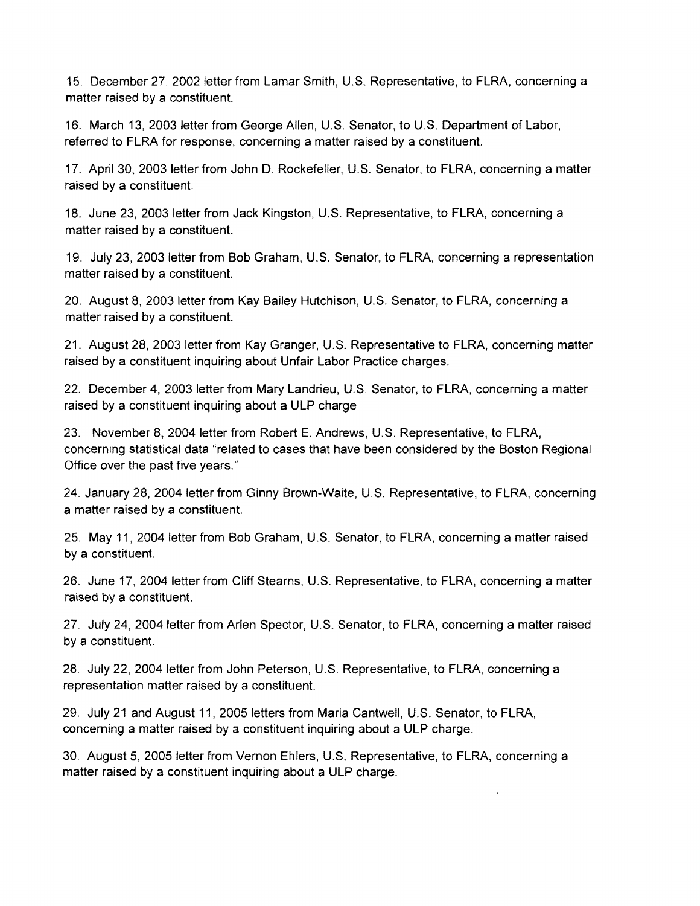15. December 27, 2002 letter from Lamar Smith, U.S. Representative, to FLRA, concerning a matter raised by a constituent.

16. March 13, 2003 letter from George Allen, U.S. Senator, to U.S. Department of Labor, referred to FLRA for response, concerning a matter raised by a constituent.

17. April 30, 2003 letter from John D. Rockefeller, U.S. Senator, to FLRA, concerning a matter raised by a constituent.

18. June 23, 2003 letter from Jack Kingston, U.S. Representative, to FLRA, concerning a matter raised by a constituent.

19. July 23, 2003 letter from Bob Graham, U.S. Senator, to FLRA, concerning a representation matter raised by a constituent.

20. August 8, 2003 letter from Kay Bailey Hutchison, U.S. Senator, to FLRA, concerning a matter raised by a constituent.

21. August 28, 2003 letter from Kay Granger, U.S. Representative to FLRA, concerning matter raised by a constituent inquiring about Unfair Labor Practice charges.

22. December 4, 2003 letter from Mary Landrieu, U.S. Senator, to FLRA, concerning a matter raised by a constituent inquiring about a ULP charge

23. November 8, 2004 letter from Robert E. Andrews, U.S. Representative, to FLRA, concerning statistical data "related to cases that have been considered by the Boston Regional Office over the past five years."

24. January 28, 2004 letter from Ginny Brown-Waite, U.S. Representative, to FLRA, concerning a matter raised by a constituent.

25. May 11, 2004 letter from Bob Graham, U.S. Senator, to FLRA, concerning a matter raised by a constituent.

26. June 17, 2004 letter from Cliff Stearns, U.S. Representative, to FLRA, concerning a matter raised by a constituent.

27. July 24, 2004 letter from Arlen Spector, U.S. Senator, to FLRA, concerning a matter raised by a constituent.

28. July 22, 2004 letter from John Peterson, U.S. Representative, to FLRA, concerning a representation matter raised by a constituent.

29. July 21 and August 11, 2005 letters from Maria Cantwell, U.S. Senator, to FLRA, concerning a matter raised by a constituent inquiring about a ULP charge.

30. August 5, 2005 letter from Vernon Ehlers, U.S. Representative, to FLRA, concerning a matter raised by a constituent inquiring about a ULP charge.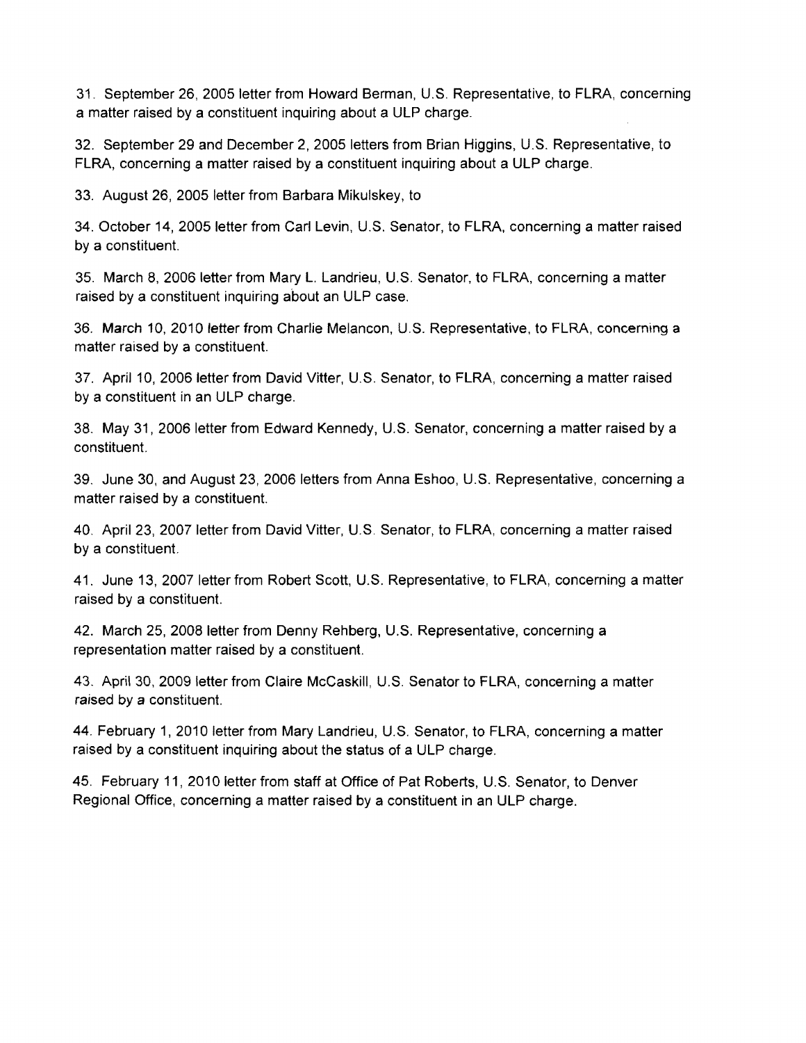31. September 26, 2005 letter from Howard Berman, U.S. Representative, to FLRA, concerning a matter raised by a constituent inquiring about a ULP charge.

32. September 29 and December 2, 2005 letters from Brian Higgins, U.S. Representative, to FLRA, concerning a matter raised by a constituent inquiring about a ULP charge.

33. August 26, 2005 letter from Barbara Mikulskey, to

34. October 14, 2005 letter from Carl Levin, U.S. Senator, to FLRA, concerning a matter raised by a constituent.

35. March 8, 2006 letter from Mary L. Landrieu, U.S. Senator, to FLRA, concerning a matter raised by a constituent inquiring about an ULP case.

36. March 10, 2010 letter from Charlie Melancon, U.S. Representative, to FLRA, concerning a matter raised by a constituent.

37. April 10, 2006 letter from David Vitter, U.S. Senator, to FLRA, concerning a matter raised by a constituent in an ULP charge.

38. May 31, 2006 letter from Edward Kennedy, U.S. Senator, concerning a matter raised by a constituent.

39. June 30, and August 23, 2006 letters from Anna Eshoo, U.S. Representative, concerning a matter raised by a constituent.

40. April 23, 2007 letter from David Vitter, U.S. Senator, to FLRA, concerning a matter raised by a constituent.

41. June 13, 2007 letter from Robert Scott, U.S. Representative, to FLRA, concerning a matter raised by a constituent.

42. March 25, 2008 letter from Denny Rehberg, U.S. Representative, concerning a representation matter raised by a constituent.

43. April 30, 2009 letter from Claire McCaskill, U.S. Senator to FLRA, concerning a matter raised by a constituent.

44. February 1, 2010 letter from Mary Landrieu, U.S. Senator, to FLRA, concerning a matter raised by a constituent inquiring about the status of a ULP charge.

45. February 11, 2010 letter from staff at Office of Pat Roberts, U.S. Senator, to Denver Regional Office, concerning a matter raised by a constituent in an ULP charge.